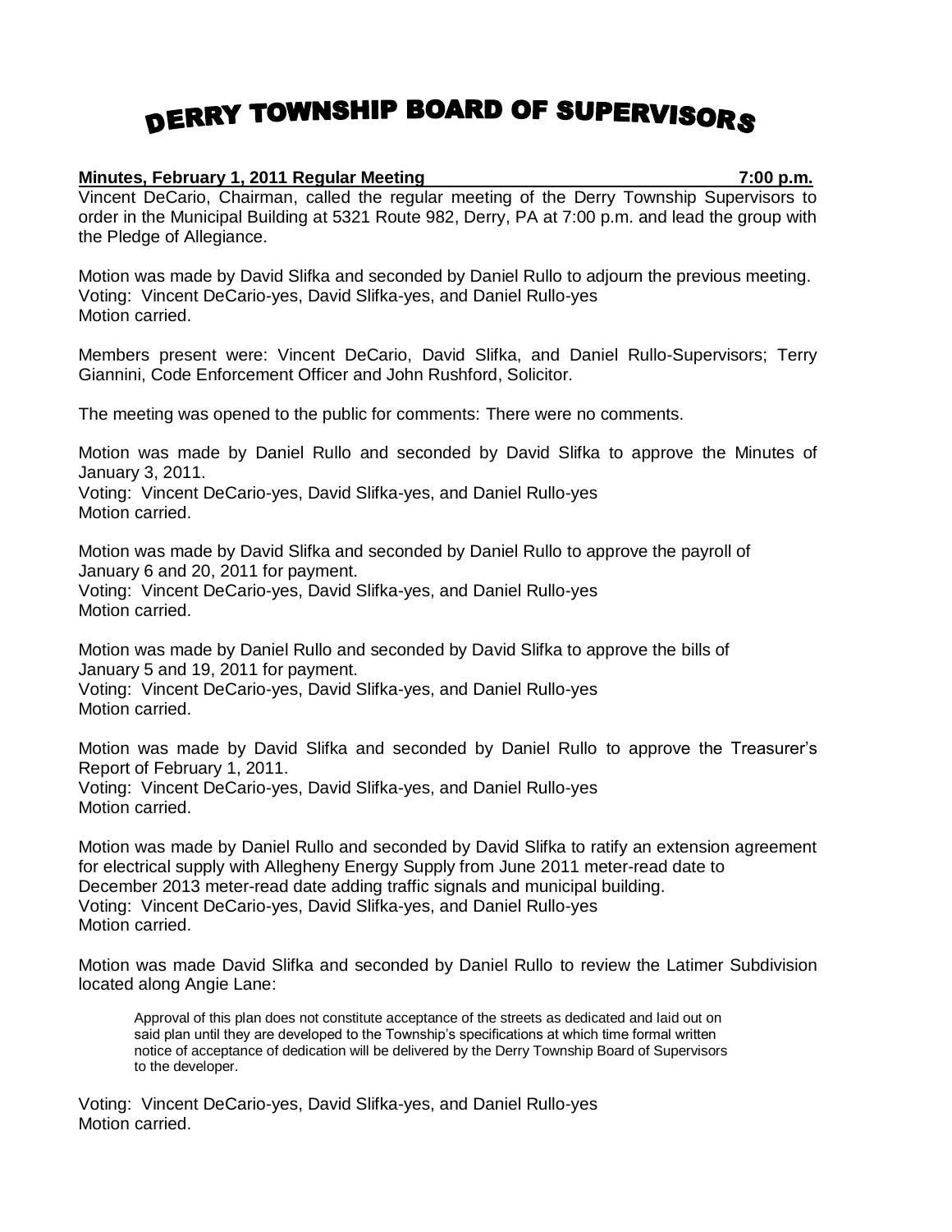# DERRY TOWNSHIP BOARD OF SUPERVISORS

**Minutes, February 1, 2011 Regular Meeting 7:00 p.m.**

Vincent DeCario, Chairman, called the regular meeting of the Derry Township Supervisors to order in the Municipal Building at 5321 Route 982, Derry, PA at 7:00 p.m. and lead the group with the Pledge of Allegiance.

Motion was made by David Slifka and seconded by Daniel Rullo to adjourn the previous meeting.
Voting: Vincent DeCario-yes, David Slifka-yes, and Daniel Rullo-yes
Motion carried.

Members present were: Vincent DeCario, David Slifka, and Daniel Rullo-Supervisors; Terry Giannini, Code Enforcement Officer and John Rushford, Solicitor.

The meeting was opened to the public for comments: There were no comments.

Motion was made by Daniel Rullo and seconded by David Slifka to approve the Minutes of January 3, 2011.
Voting: Vincent DeCario-yes, David Slifka-yes, and Daniel Rullo-yes
Motion carried.

Motion was made by David Slifka and seconded by Daniel Rullo to approve the payroll of January 6 and 20, 2011 for payment.
Voting: Vincent DeCario-yes, David Slifka-yes, and Daniel Rullo-yes
Motion carried.

Motion was made by Daniel Rullo and seconded by David Slifka to approve the bills of January 5 and 19, 2011 for payment.
Voting: Vincent DeCario-yes, David Slifka-yes, and Daniel Rullo-yes
Motion carried.

Motion was made by David Slifka and seconded by Daniel Rullo to approve the Treasurer's Report of February 1, 2011.
Voting: Vincent DeCario-yes, David Slifka-yes, and Daniel Rullo-yes
Motion carried.

Motion was made by Daniel Rullo and seconded by David Slifka to ratify an extension agreement for electrical supply with Allegheny Energy Supply from June 2011 meter-read date to December 2013 meter-read date adding traffic signals and municipal building.
Voting: Vincent DeCario-yes, David Slifka-yes, and Daniel Rullo-yes
Motion carried.

Motion was made David Slifka and seconded by Daniel Rullo to review the Latimer Subdivision located along Angie Lane:

> Approval of this plan does not constitute acceptance of the streets as dedicated and laid out on said plan until they are developed to the Township's specifications at which time formal written notice of acceptance of dedication will be delivered by the Derry Township Board of Supervisors to the developer.

Voting: Vincent DeCario-yes, David Slifka-yes, and Daniel Rullo-yes
Motion carried.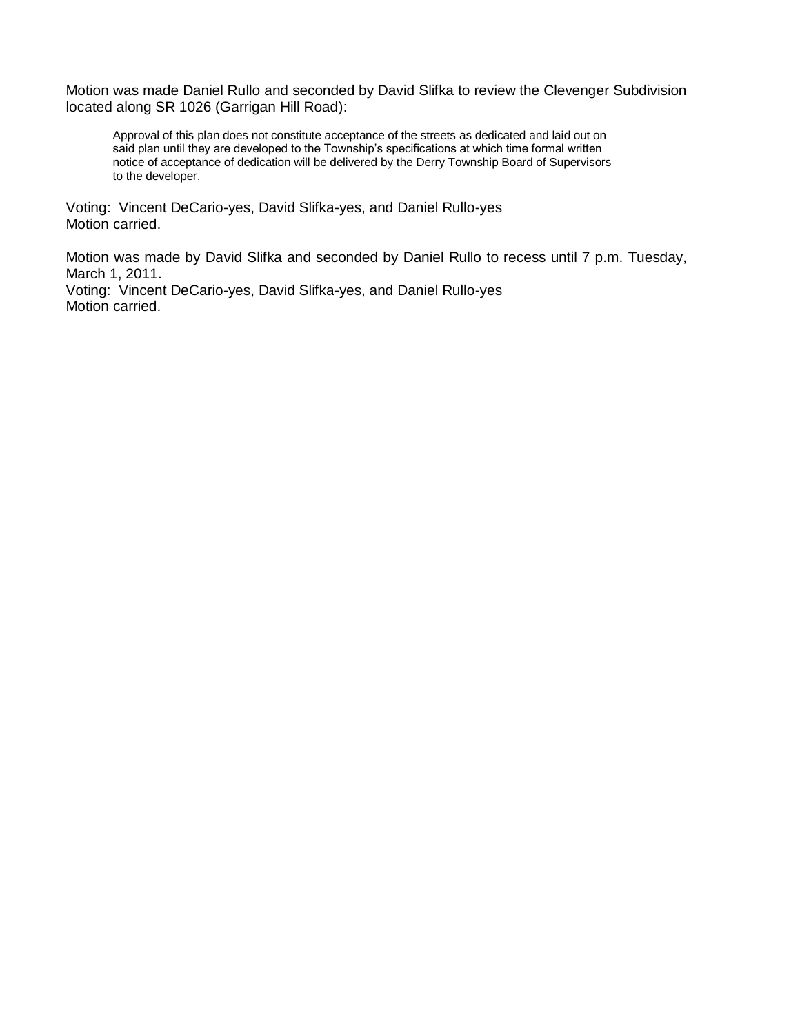Motion was made Daniel Rullo and seconded by David Slifka to review the Clevenger Subdivision located along SR 1026 (Garrigan Hill Road):

> Approval of this plan does not constitute acceptance of the streets as dedicated and laid out on said plan until they are developed to the Township's specifications at which time formal written notice of acceptance of dedication will be delivered by the Derry Township Board of Supervisors to the developer.

Voting: Vincent DeCario-yes, David Slifka-yes, and Daniel Rullo-yes
Motion carried.

Motion was made by David Slifka and seconded by Daniel Rullo to recess until 7 p.m. Tuesday, March 1, 2011.
Voting: Vincent DeCario-yes, David Slifka-yes, and Daniel Rullo-yes
Motion carried.